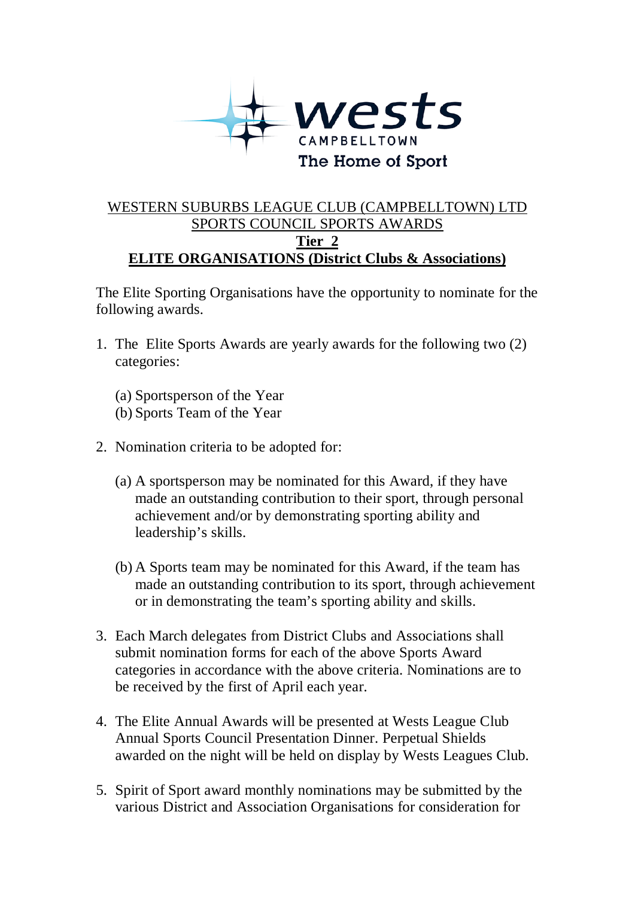wests
CAMPBELLTOWN
The Home of Sport

WESTERN SUBURBS LEAGUE CLUB (CAMPBELLTOWN) LTD
SPORTS COUNCIL SPORTS AWARDS

**Tier 2**

**ELITE ORGANISATIONS (District Clubs & Associations)**

The Elite Sporting Organisations have the opportunity to nominate for the following awards.

1. The Elite Sports Awards are yearly awards for the following two (2) categories:

   (a) Sportsperson of the Year
   (b) Sports Team of the Year

2. Nomination criteria to be adopted for:

   (a) A sportsperson may be nominated for this Award, if they have made an outstanding contribution to their sport, through personal achievement and/or by demonstrating sporting ability and leadership's skills.

   (b) A Sports team may be nominated for this Award, if the team has made an outstanding contribution to its sport, through achievement or in demonstrating the team's sporting ability and skills.

3. Each March delegates from District Clubs and Associations shall submit nomination forms for each of the above Sports Award categories in accordance with the above criteria. Nominations are to be received by the first of April each year.

4. The Elite Annual Awards will be presented at Wests League Club Annual Sports Council Presentation Dinner. Perpetual Shields awarded on the night will be held on display by Wests Leagues Club.

5. Spirit of Sport award monthly nominations may be submitted by the various District and Association Organisations for consideration for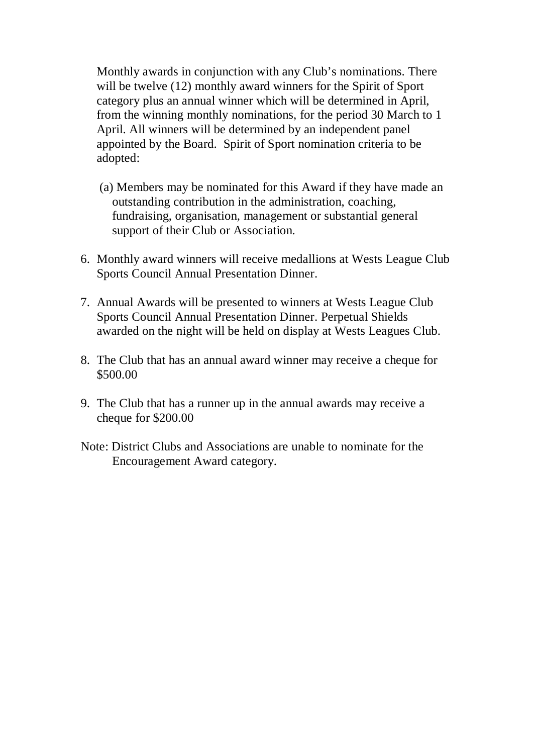Monthly awards in conjunction with any Club's nominations. There will be twelve (12) monthly award winners for the Spirit of Sport category plus an annual winner which will be determined in April, from the winning monthly nominations, for the period 30 March to 1 April. All winners will be determined by an independent panel appointed by the Board. Spirit of Sport nomination criteria to be adopted:

(a) Members may be nominated for this Award if they have made an outstanding contribution in the administration, coaching, fundraising, organisation, management or substantial general support of their Club or Association.

6. Monthly award winners will receive medallions at Wests League Club Sports Council Annual Presentation Dinner.

7. Annual Awards will be presented to winners at Wests League Club Sports Council Annual Presentation Dinner. Perpetual Shields awarded on the night will be held on display at Wests Leagues Club.

8. The Club that has an annual award winner may receive a cheque for $500.00

9. The Club that has a runner up in the annual awards may receive a cheque for $200.00

Note: District Clubs and Associations are unable to nominate for the Encouragement Award category.